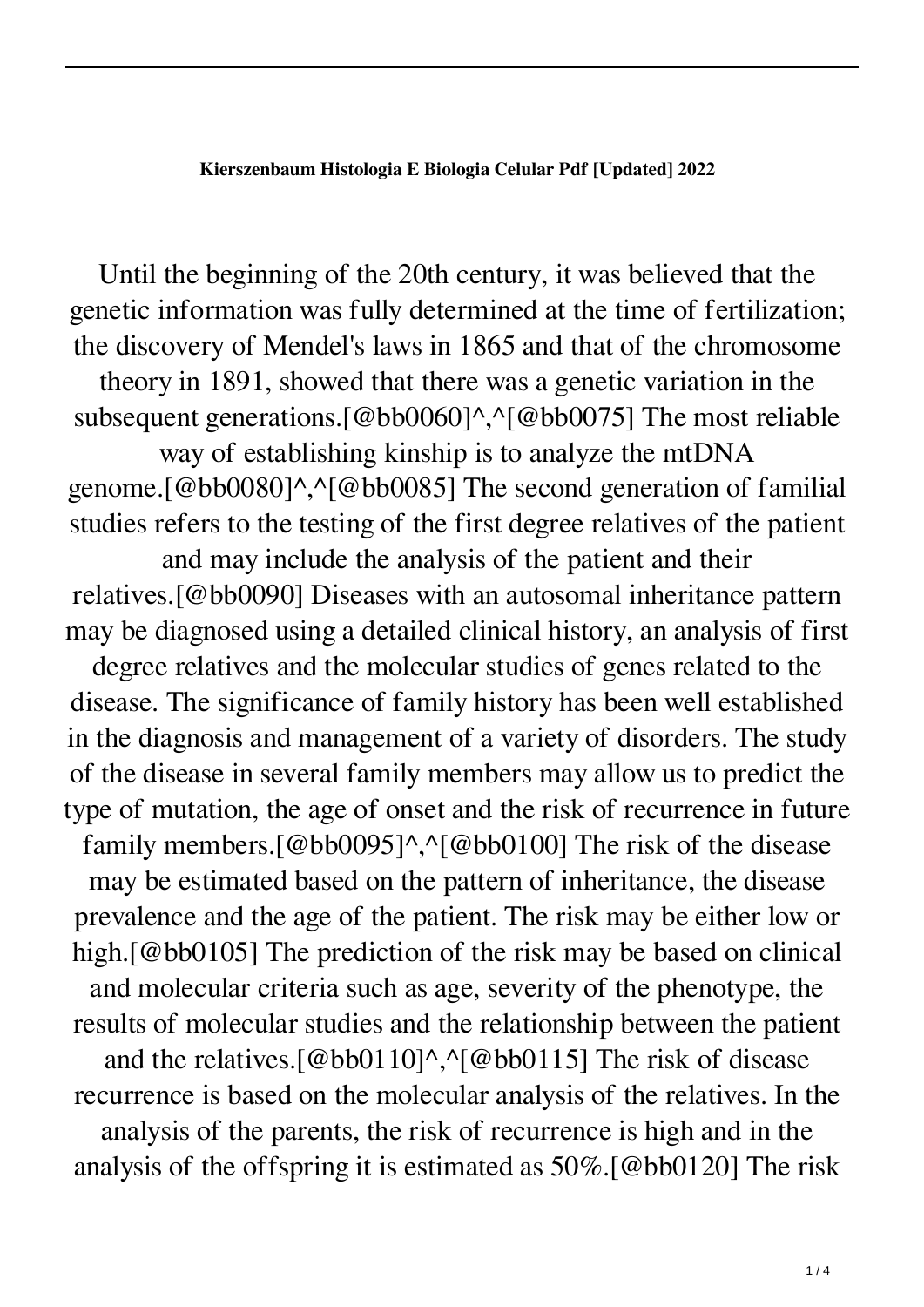**Kierszenbaum Histologia E Biologia Celular Pdf [Updated] 2022**

Until the beginning of the 20th century, it was believed that the genetic information was fully determined at the time of fertilization; the discovery of Mendel's laws in 1865 and that of the chromosome theory in 1891, showed that there was a genetic variation in the subsequent generations.[@bb0060]^,^[@bb0075] The most reliable way of establishing kinship is to analyze the mtDNA genome.[@bb0080]^,^[@bb0085] The second generation of familial studies refers to the testing of the first degree relatives of the patient and may include the analysis of the patient and their relatives.[@bb0090] Diseases with an autosomal inheritance pattern may be diagnosed using a detailed clinical history, an analysis of first degree relatives and the molecular studies of genes related to the disease. The significance of family history has been well established in the diagnosis and management of a variety of disorders. The study of the disease in several family members may allow us to predict the type of mutation, the age of onset and the risk of recurrence in future family members.[@bb0095]^,^[@bb0100] The risk of the disease may be estimated based on the pattern of inheritance, the disease prevalence and the age of the patient. The risk may be either low or high.[@bb0105] The prediction of the risk may be based on clinical and molecular criteria such as age, severity of the phenotype, the results of molecular studies and the relationship between the patient and the relatives.[@bb0110]^,^[@bb0115] The risk of disease recurrence is based on the molecular analysis of the relatives. In the analysis of the parents, the risk of recurrence is high and in the analysis of the offspring it is estimated as 50%.[@bb0120] The risk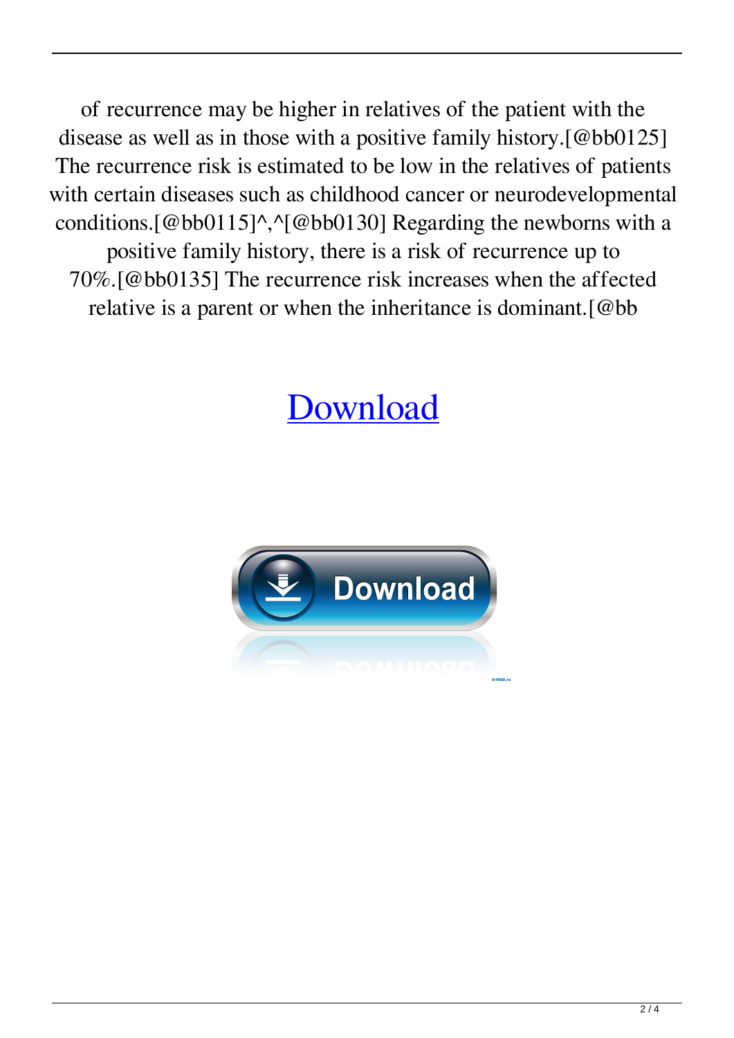of recurrence may be higher in relatives of the patient with the disease as well as in those with a positive family history.[@bb0125] The recurrence risk is estimated to be low in the relatives of patients with certain diseases such as childhood cancer or neurodevelopmental conditions.[@bb0115]^,^[@bb0130] Regarding the newborns with a positive family history, there is a risk of recurrence up to 70%.[@bb0135] The recurrence risk increases when the affected relative is a parent or when the inheritance is dominant.[@bb

Download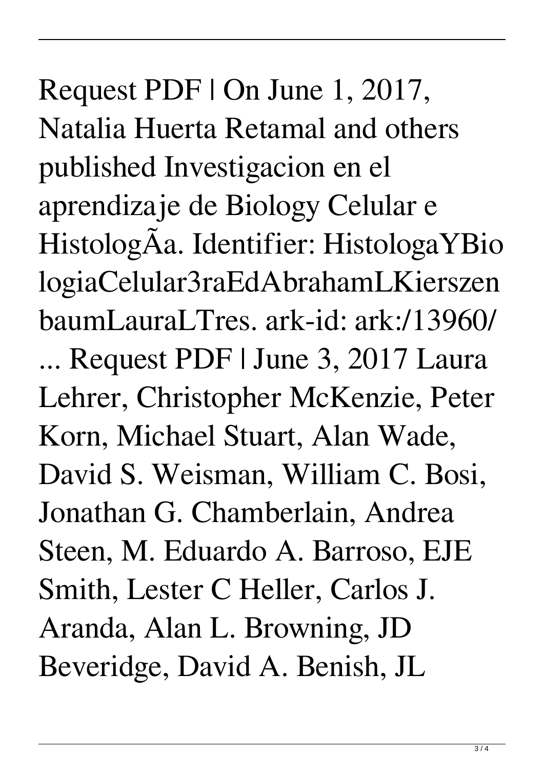Request PDF | On June 1, 2017, Natalia Huerta Retamal and others published Investigacion en el aprendizaje de Biology Celular e HistologÃa. Identifier: HistologaYBiologiaCelular3raEdAbrahamLKierszenbaumLauraLTres. ark-id: ark:/13960/ ... Request PDF | June 3, 2017 Laura Lehrer, Christopher McKenzie, Peter Korn, Michael Stuart, Alan Wade, David S. Weisman, William C. Bosi, Jonathan G. Chamberlain, Andrea Steen, M. Eduardo A. Barroso, EJE Smith, Lester C Heller, Carlos J. Aranda, Alan L. Browning, JD Beveridge, David A. Benish, JL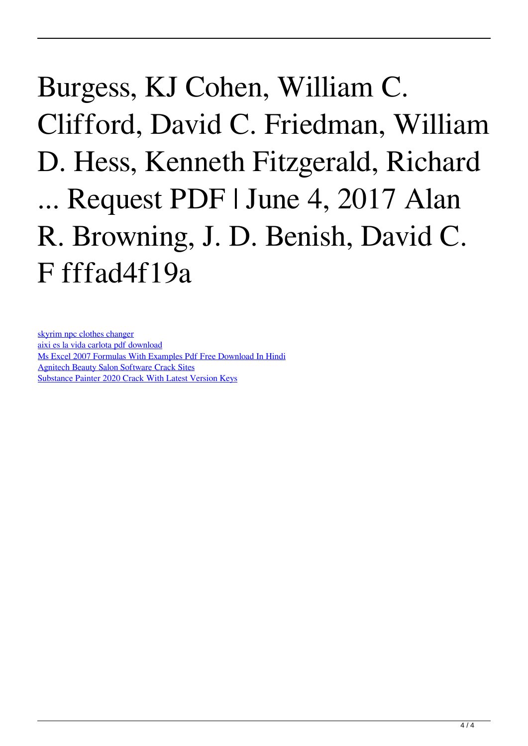Burgess, KJ Cohen, William C. Clifford, David C. Friedman, William D. Hess, Kenneth Fitzgerald, Richard ... Request PDF | June 4, 2017 Alan R. Browning, J. D. Benish, David C. F fffad4f19a

skyrim npc clothes changer
aixi es la vida carlota pdf download
Ms Excel 2007 Formulas With Examples Pdf Free Download In Hindi
Agnitech Beauty Salon Software Crack Sites
Substance Painter 2020 Crack With Latest Version Keys